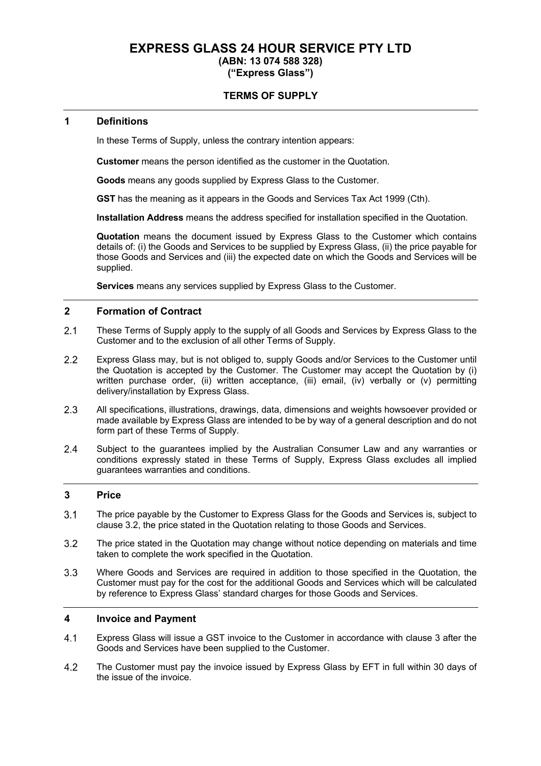# EXPRESS GLASS 24 HOUR SERVICE PTY LTD

**(ABN: 13 074 588 328)**
**("Express Glass")**

## TERMS OF SUPPLY

## 1 Definitions

In these Terms of Supply, unless the contrary intention appears:

**Customer** means the person identified as the customer in the Quotation.

**Goods** means any goods supplied by Express Glass to the Customer.

**GST** has the meaning as it appears in the Goods and Services Tax Act 1999 (Cth).

**Installation Address** means the address specified for installation specified in the Quotation.

**Quotation** means the document issued by Express Glass to the Customer which contains details of: (i) the Goods and Services to be supplied by Express Glass, (ii) the price payable for those Goods and Services and (iii) the expected date on which the Goods and Services will be supplied.

**Services** means any services supplied by Express Glass to the Customer.

## 2 Formation of Contract

2.1 These Terms of Supply apply to the supply of all Goods and Services by Express Glass to the Customer and to the exclusion of all other Terms of Supply.

2.2 Express Glass may, but is not obliged to, supply Goods and/or Services to the Customer until the Quotation is accepted by the Customer. The Customer may accept the Quotation by (i) written purchase order, (ii) written acceptance, (iii) email, (iv) verbally or (v) permitting delivery/installation by Express Glass.

2.3 All specifications, illustrations, drawings, data, dimensions and weights howsoever provided or made available by Express Glass are intended to be by way of a general description and do not form part of these Terms of Supply.

2.4 Subject to the guarantees implied by the Australian Consumer Law and any warranties or conditions expressly stated in these Terms of Supply, Express Glass excludes all implied guarantees warranties and conditions.

## 3 Price

3.1 The price payable by the Customer to Express Glass for the Goods and Services is, subject to clause 3.2, the price stated in the Quotation relating to those Goods and Services.

3.2 The price stated in the Quotation may change without notice depending on materials and time taken to complete the work specified in the Quotation.

3.3 Where Goods and Services are required in addition to those specified in the Quotation, the Customer must pay for the cost for the additional Goods and Services which will be calculated by reference to Express Glass' standard charges for those Goods and Services.

## 4 Invoice and Payment

4.1 Express Glass will issue a GST invoice to the Customer in accordance with clause 3 after the Goods and Services have been supplied to the Customer.

4.2 The Customer must pay the invoice issued by Express Glass by EFT in full within 30 days of the issue of the invoice.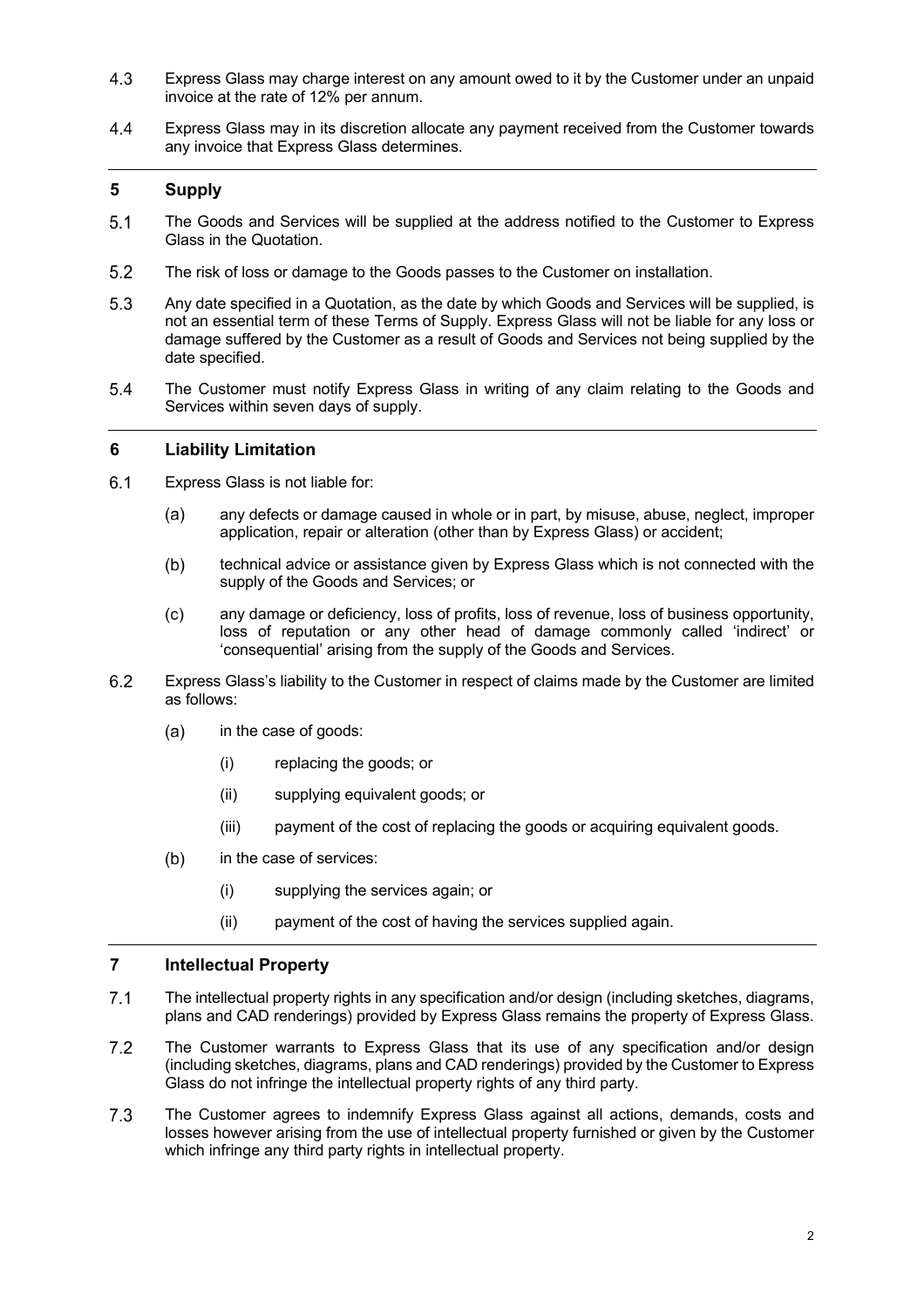4.3 Express Glass may charge interest on any amount owed to it by the Customer under an unpaid invoice at the rate of 12% per annum.

4.4 Express Glass may in its discretion allocate any payment received from the Customer towards any invoice that Express Glass determines.

## 5 Supply

5.1 The Goods and Services will be supplied at the address notified to the Customer to Express Glass in the Quotation.

5.2 The risk of loss or damage to the Goods passes to the Customer on installation.

5.3 Any date specified in a Quotation, as the date by which Goods and Services will be supplied, is not an essential term of these Terms of Supply. Express Glass will not be liable for any loss or damage suffered by the Customer as a result of Goods and Services not being supplied by the date specified.

5.4 The Customer must notify Express Glass in writing of any claim relating to the Goods and Services within seven days of supply.

## 6 Liability Limitation

6.1 Express Glass is not liable for:

(a) any defects or damage caused in whole or in part, by misuse, abuse, neglect, improper application, repair or alteration (other than by Express Glass) or accident;

(b) technical advice or assistance given by Express Glass which is not connected with the supply of the Goods and Services; or

(c) any damage or deficiency, loss of profits, loss of revenue, loss of business opportunity, loss of reputation or any other head of damage commonly called 'indirect' or 'consequential' arising from the supply of the Goods and Services.

6.2 Express Glass's liability to the Customer in respect of claims made by the Customer are limited as follows:

(a) in the case of goods:

(i) replacing the goods; or

(ii) supplying equivalent goods; or

(iii) payment of the cost of replacing the goods or acquiring equivalent goods.

(b) in the case of services:

(i) supplying the services again; or

(ii) payment of the cost of having the services supplied again.

## 7 Intellectual Property

7.1 The intellectual property rights in any specification and/or design (including sketches, diagrams, plans and CAD renderings) provided by Express Glass remains the property of Express Glass.

7.2 The Customer warrants to Express Glass that its use of any specification and/or design (including sketches, diagrams, plans and CAD renderings) provided by the Customer to Express Glass do not infringe the intellectual property rights of any third party.

7.3 The Customer agrees to indemnify Express Glass against all actions, demands, costs and losses however arising from the use of intellectual property furnished or given by the Customer which infringe any third party rights in intellectual property.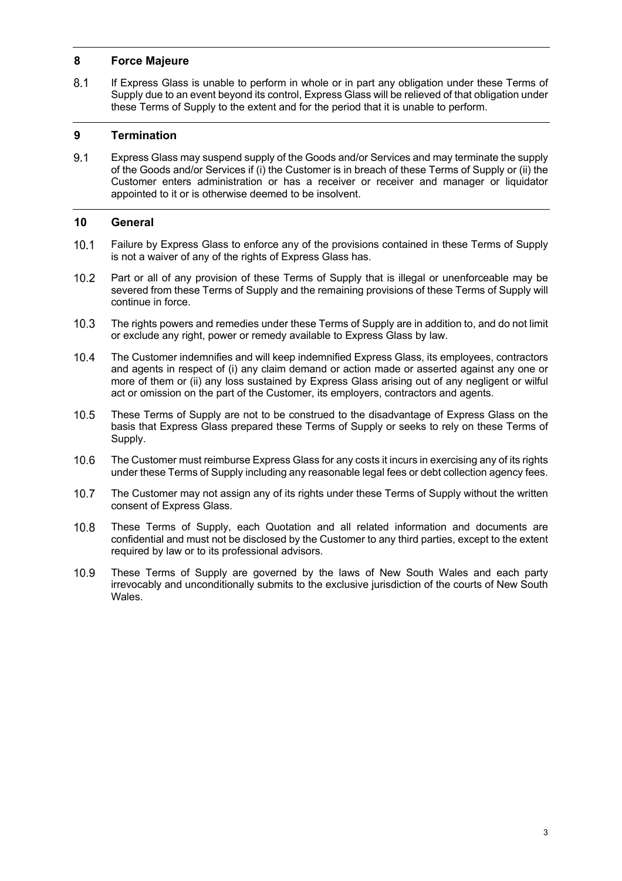## 8 Force Majeure

8.1 If Express Glass is unable to perform in whole or in part any obligation under these Terms of Supply due to an event beyond its control, Express Glass will be relieved of that obligation under these Terms of Supply to the extent and for the period that it is unable to perform.

## 9 Termination

9.1 Express Glass may suspend supply of the Goods and/or Services and may terminate the supply of the Goods and/or Services if (i) the Customer is in breach of these Terms of Supply or (ii) the Customer enters administration or has a receiver or receiver and manager or liquidator appointed to it or is otherwise deemed to be insolvent.

## 10 General

10.1 Failure by Express Glass to enforce any of the provisions contained in these Terms of Supply is not a waiver of any of the rights of Express Glass has.

10.2 Part or all of any provision of these Terms of Supply that is illegal or unenforceable may be severed from these Terms of Supply and the remaining provisions of these Terms of Supply will continue in force.

10.3 The rights powers and remedies under these Terms of Supply are in addition to, and do not limit or exclude any right, power or remedy available to Express Glass by law.

10.4 The Customer indemnifies and will keep indemnified Express Glass, its employees, contractors and agents in respect of (i) any claim demand or action made or asserted against any one or more of them or (ii) any loss sustained by Express Glass arising out of any negligent or wilful act or omission on the part of the Customer, its employers, contractors and agents.

10.5 These Terms of Supply are not to be construed to the disadvantage of Express Glass on the basis that Express Glass prepared these Terms of Supply or seeks to rely on these Terms of Supply.

10.6 The Customer must reimburse Express Glass for any costs it incurs in exercising any of its rights under these Terms of Supply including any reasonable legal fees or debt collection agency fees.

10.7 The Customer may not assign any of its rights under these Terms of Supply without the written consent of Express Glass.

10.8 These Terms of Supply, each Quotation and all related information and documents are confidential and must not be disclosed by the Customer to any third parties, except to the extent required by law or to its professional advisors.

10.9 These Terms of Supply are governed by the laws of New South Wales and each party irrevocably and unconditionally submits to the exclusive jurisdiction of the courts of New South Wales.